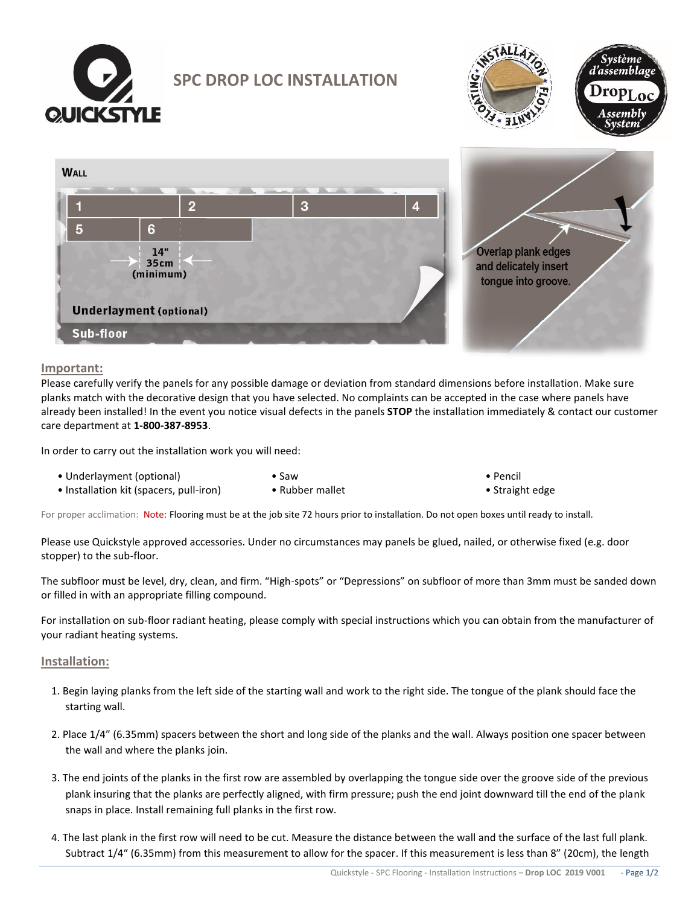# SPC DROP LOC INSTALLATION

## Important:

Please carefully verify the panels for any possible damage or deviation from standard dimensions before installation. Make sure planks match with the decorative design that you have selected. No complaints can be accepted in the case where panels have already been installed! In the event you notice visual defects in the panels **STOP** the installation immediately & contact our customer care department at **1-800-387-8953**.

In order to carry out the installation work you will need:

- Underlayment (optional)
- Installation kit (spacers, pull-iron)
- Saw
- Rubber mallet
- Pencil
- Straight edge

For proper acclimation: Note: Flooring must be at the job site 72 hours prior to installation. Do not open boxes until ready to install.

Please use Quickstyle approved accessories. Under no circumstances may panels be glued, nailed, or otherwise fixed (e.g. door stopper) to the sub-floor.

The subfloor must be level, dry, clean, and firm. "High-spots" or "Depressions" on subfloor of more than 3mm must be sanded down or filled in with an appropriate filling compound.

For installation on sub-floor radiant heating, please comply with special instructions which you can obtain from the manufacturer of your radiant heating systems.

## Installation:

1. Begin laying planks from the left side of the starting wall and work to the right side. The tongue of the plank should face the starting wall.
2. Place 1/4" (6.35mm) spacers between the short and long side of the planks and the wall. Always position one spacer between the wall and where the planks join.
3. The end joints of the planks in the first row are assembled by overlapping the tongue side over the groove side of the previous plank insuring that the planks are perfectly aligned, with firm pressure; push the end joint downward till the end of the plank snaps in place. Install remaining full planks in the first row.
4. The last plank in the first row will need to be cut. Measure the distance between the wall and the surface of the last full plank. Subtract 1/4" (6.35mm) from this measurement to allow for the spacer. If this measurement is less than 8" (20cm), the length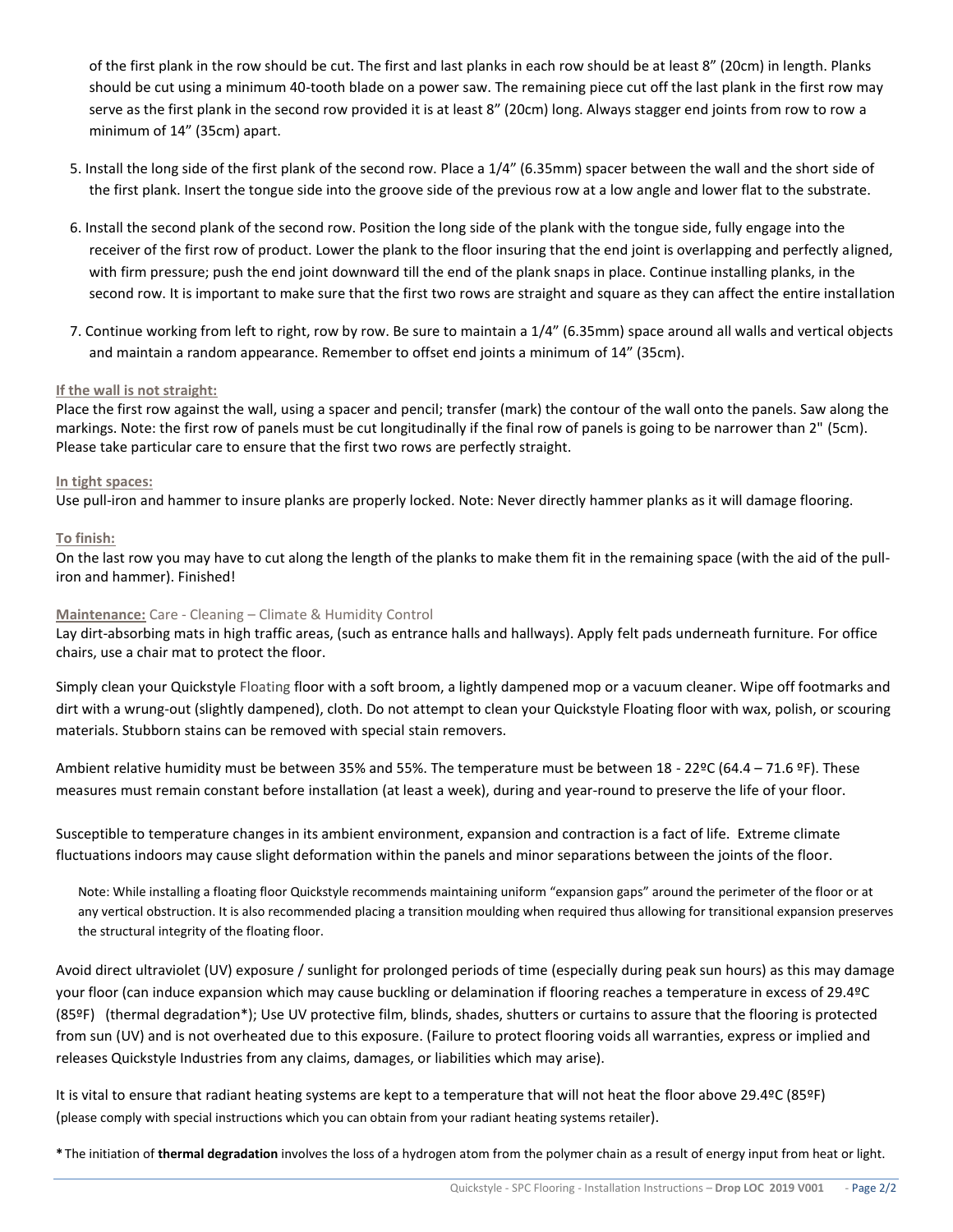of the first plank in the row should be cut. The first and last planks in each row should be at least 8” (20cm) in length. Planks should be cut using a minimum 40-tooth blade on a power saw. The remaining piece cut off the last plank in the first row may serve as the first plank in the second row provided it is at least 8” (20cm) long. Always stagger end joints from row to row a minimum of 14” (35cm) apart.

5. Install the long side of the first plank of the second row. Place a 1/4” (6.35mm) spacer between the wall and the short side of the first plank. Insert the tongue side into the groove side of the previous row at a low angle and lower flat to the substrate.

6. Install the second plank of the second row. Position the long side of the plank with the tongue side, fully engage into the receiver of the first row of product. Lower the plank to the floor insuring that the end joint is overlapping and perfectly aligned, with firm pressure; push the end joint downward till the end of the plank snaps in place. Continue installing planks, in the second row. It is important to make sure that the first two rows are straight and square as they can affect the entire installation

7. Continue working from left to right, row by row. Be sure to maintain a 1/4” (6.35mm) space around all walls and vertical objects and maintain a random appearance. Remember to offset end joints a minimum of 14” (35cm).

**If the wall is not straight:**

Place the first row against the wall, using a spacer and pencil; transfer (mark) the contour of the wall onto the panels. Saw along the markings. Note: the first row of panels must be cut longitudinally if the final row of panels is going to be narrower than 2" (5cm). Please take particular care to ensure that the first two rows are perfectly straight.

**In tight spaces:**

Use pull-iron and hammer to insure planks are properly locked. Note: Never directly hammer planks as it will damage flooring.

**To finish:**

On the last row you may have to cut along the length of the planks to make them fit in the remaining space (with the aid of the pull-iron and hammer). Finished!

**Maintenance:** Care - Cleaning – Climate & Humidity Control

Lay dirt-absorbing mats in high traffic areas, (such as entrance halls and hallways). Apply felt pads underneath furniture. For office chairs, use a chair mat to protect the floor.

Simply clean your Quickstyle Floating floor with a soft broom, a lightly dampened mop or a vacuum cleaner. Wipe off footmarks and dirt with a wrung-out (slightly dampened), cloth. Do not attempt to clean your Quickstyle Floating floor with wax, polish, or scouring materials. Stubborn stains can be removed with special stain removers.

Ambient relative humidity must be between 35% and 55%. The temperature must be between 18 - 22ºC (64.4 – 71.6 ºF). These measures must remain constant before installation (at least a week), during and year-round to preserve the life of your floor.

Susceptible to temperature changes in its ambient environment, expansion and contraction is a fact of life. Extreme climate fluctuations indoors may cause slight deformation within the panels and minor separations between the joints of the floor.

Note: While installing a floating floor Quickstyle recommends maintaining uniform “expansion gaps” around the perimeter of the floor or at any vertical obstruction. It is also recommended placing a transition moulding when required thus allowing for transitional expansion preserves the structural integrity of the floating floor.

Avoid direct ultraviolet (UV) exposure / sunlight for prolonged periods of time (especially during peak sun hours) as this may damage your floor (can induce expansion which may cause buckling or delamination if flooring reaches a temperature in excess of 29.4ºC (85ºF) (thermal degradation*); Use UV protective film, blinds, shades, shutters or curtains to assure that the flooring is protected from sun (UV) and is not overheated due to this exposure. (Failure to protect flooring voids all warranties, express or implied and releases Quickstyle Industries from any claims, damages, or liabilities which may arise).

It is vital to ensure that radiant heating systems are kept to a temperature that will not heat the floor above 29.4ºC (85ºF) (please comply with special instructions which you can obtain from your radiant heating systems retailer).

**\*** The initiation of **thermal degradation** involves the loss of a hydrogen atom from the polymer chain as a result of energy input from heat or light.